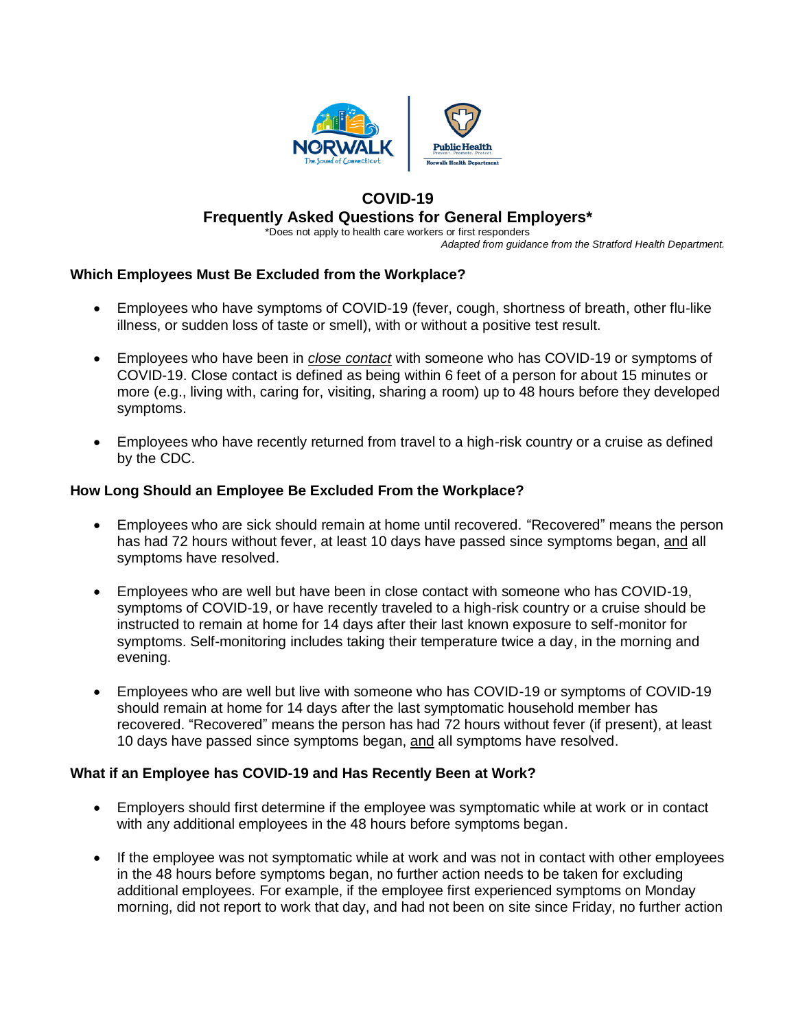# COVID-19

## Frequently Asked Questions for General Employers*

*Does not apply to health care workers or first responders

*Adapted from guidance from the Stratford Health Department.*

### Which Employees Must Be Excluded from the Workplace?

- Employees who have symptoms of COVID-19 (fever, cough, shortness of breath, other flu-like illness, or sudden loss of taste or smell), with or without a positive test result.
- Employees who have been in *close contact* with someone who has COVID-19 or symptoms of COVID-19. Close contact is defined as being within 6 feet of a person for about 15 minutes or more (e.g., living with, caring for, visiting, sharing a room) up to 48 hours before they developed symptoms.
- Employees who have recently returned from travel to a high-risk country or a cruise as defined by the CDC.

### How Long Should an Employee Be Excluded From the Workplace?

- Employees who are sick should remain at home until recovered. "Recovered" means the person has had 72 hours without fever, at least 10 days have passed since symptoms began, and all symptoms have resolved.
- Employees who are well but have been in close contact with someone who has COVID-19, symptoms of COVID-19, or have recently traveled to a high-risk country or a cruise should be instructed to remain at home for 14 days after their last known exposure to self-monitor for symptoms. Self-monitoring includes taking their temperature twice a day, in the morning and evening.
- Employees who are well but live with someone who has COVID-19 or symptoms of COVID-19 should remain at home for 14 days after the last symptomatic household member has recovered. "Recovered" means the person has had 72 hours without fever (if present), at least 10 days have passed since symptoms began, and all symptoms have resolved.

### What if an Employee has COVID-19 and Has Recently Been at Work?

- Employers should first determine if the employee was symptomatic while at work or in contact with any additional employees in the 48 hours before symptoms began.
- If the employee was not symptomatic while at work and was not in contact with other employees in the 48 hours before symptoms began, no further action needs to be taken for excluding additional employees. For example, if the employee first experienced symptoms on Monday morning, did not report to work that day, and had not been on site since Friday, no further action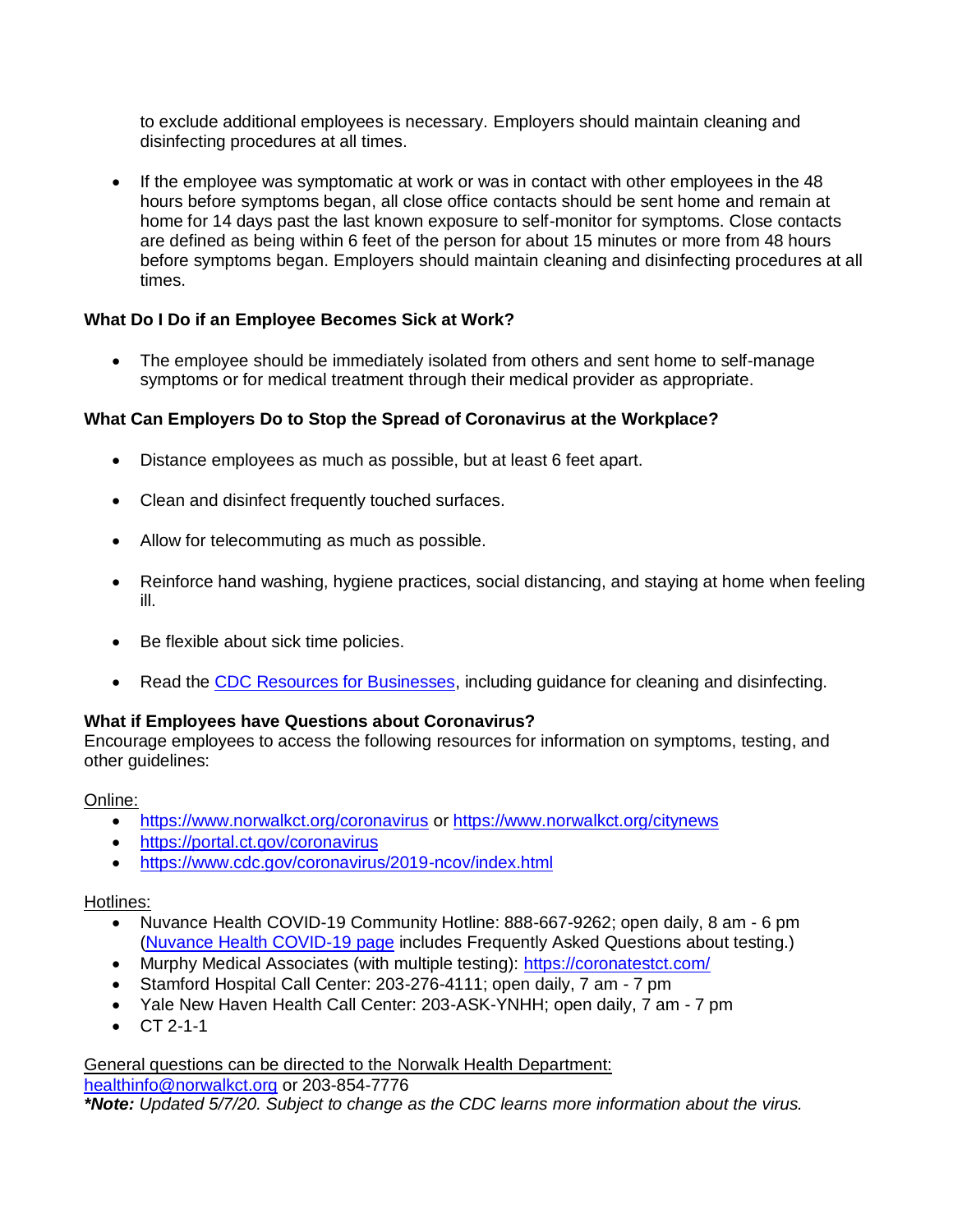to exclude additional employees is necessary. Employers should maintain cleaning and disinfecting procedures at all times.

- If the employee was symptomatic at work or was in contact with other employees in the 48 hours before symptoms began, all close office contacts should be sent home and remain at home for 14 days past the last known exposure to self-monitor for symptoms. Close contacts are defined as being within 6 feet of the person for about 15 minutes or more from 48 hours before symptoms began. Employers should maintain cleaning and disinfecting procedures at all times.

### What Do I Do if an Employee Becomes Sick at Work?

- The employee should be immediately isolated from others and sent home to self-manage symptoms or for medical treatment through their medical provider as appropriate.

### What Can Employers Do to Stop the Spread of Coronavirus at the Workplace?

- Distance employees as much as possible, but at least 6 feet apart.
- Clean and disinfect frequently touched surfaces.
- Allow for telecommuting as much as possible.
- Reinforce hand washing, hygiene practices, social distancing, and staying at home when feeling ill.
- Be flexible about sick time policies.
- Read the CDC Resources for Businesses, including guidance for cleaning and disinfecting.

### What if Employees have Questions about Coronavirus?

Encourage employees to access the following resources for information on symptoms, testing, and other guidelines:

Online:

- https://www.norwalkct.org/coronavirus or https://www.norwalkct.org/citynews
- https://portal.ct.gov/coronavirus
- https://www.cdc.gov/coronavirus/2019-ncov/index.html

Hotlines:

- Nuvance Health COVID-19 Community Hotline: 888-667-9262; open daily, 8 am - 6 pm (Nuvance Health COVID-19 page includes Frequently Asked Questions about testing.)
- Murphy Medical Associates (with multiple testing): https://coronatestct.com/
- Stamford Hospital Call Center: 203-276-4111; open daily, 7 am - 7 pm
- Yale New Haven Health Call Center: 203-ASK-YNHH; open daily, 7 am - 7 pm
- CT 2-1-1

General questions can be directed to the Norwalk Health Department:
healthinfo@norwalkct.org or 203-854-7776

***Note:** *Updated 5/7/20. Subject to change as the CDC learns more information about the virus.*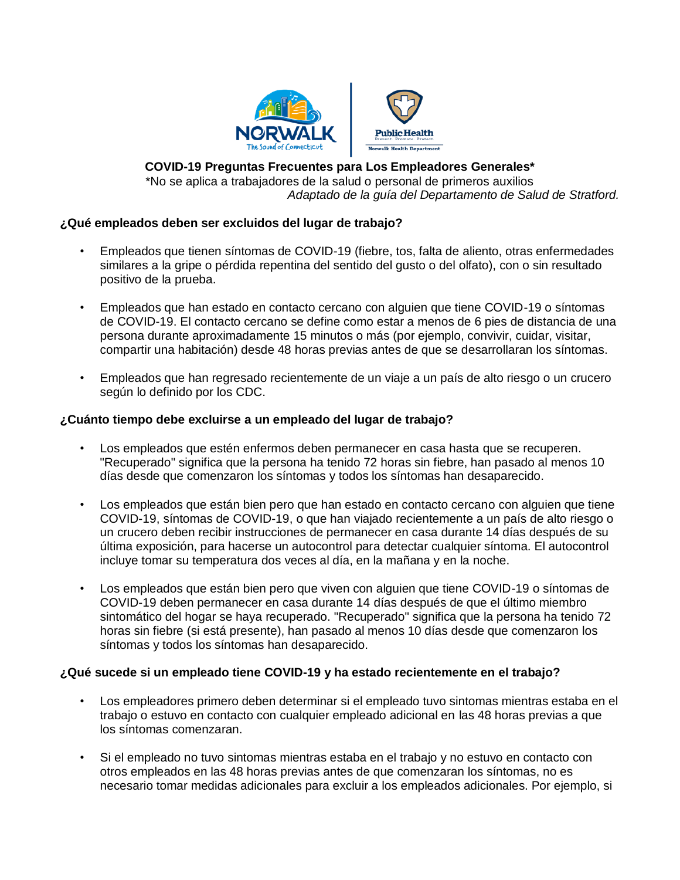**COVID-19 Preguntas Frecuentes para Los Empleadores Generales***

*No se aplica a trabajadores de la salud o personal de primeros auxilios

*Adaptado de la guía del Departamento de Salud de Stratford.*

**¿Qué empleados deben ser excluidos del lugar de trabajo?**

- Empleados que tienen síntomas de COVID-19 (fiebre, tos, falta de aliento, otras enfermedades similares a la gripe o pérdida repentina del sentido del gusto o del olfato), con o sin resultado positivo de la prueba.
- Empleados que han estado en contacto cercano con alguien que tiene COVID-19 o síntomas de COVID-19. El contacto cercano se define como estar a menos de 6 pies de distancia de una persona durante aproximadamente 15 minutos o más (por ejemplo, convivir, cuidar, visitar, compartir una habitación) desde 48 horas previas antes de que se desarrollaran los síntomas.
- Empleados que han regresado recientemente de un viaje a un país de alto riesgo o un crucero según lo definido por los CDC.

**¿Cuánto tiempo debe excluirse a un empleado del lugar de trabajo?**

- Los empleados que estén enfermos deben permanecer en casa hasta que se recuperen. "Recuperado" significa que la persona ha tenido 72 horas sin fiebre, han pasado al menos 10 días desde que comenzaron los síntomas y todos los síntomas han desaparecido.
- Los empleados que están bien pero que han estado en contacto cercano con alguien que tiene COVID-19, síntomas de COVID-19, o que han viajado recientemente a un país de alto riesgo o un crucero deben recibir instrucciones de permanecer en casa durante 14 días después de su última exposición, para hacerse un autocontrol para detectar cualquier síntoma. El autocontrol incluye tomar su temperatura dos veces al día, en la mañana y en la noche.
- Los empleados que están bien pero que viven con alguien que tiene COVID-19 o síntomas de COVID-19 deben permanecer en casa durante 14 días después de que el último miembro sintomático del hogar se haya recuperado. "Recuperado" significa que la persona ha tenido 72 horas sin fiebre (si está presente), han pasado al menos 10 días desde que comenzaron los síntomas y todos los síntomas han desaparecido.

**¿Qué sucede si un empleado tiene COVID-19 y ha estado recientemente en el trabajo?**

- Los empleadores primero deben determinar si el empleado tuvo sintomas mientras estaba en el trabajo o estuvo en contacto con cualquier empleado adicional en las 48 horas previas a que los síntomas comenzaran.
- Si el empleado no tuvo sintomas mientras estaba en el trabajo y no estuvo en contacto con otros empleados en las 48 horas previas antes de que comenzaran los síntomas, no es necesario tomar medidas adicionales para excluir a los empleados adicionales. Por ejemplo, si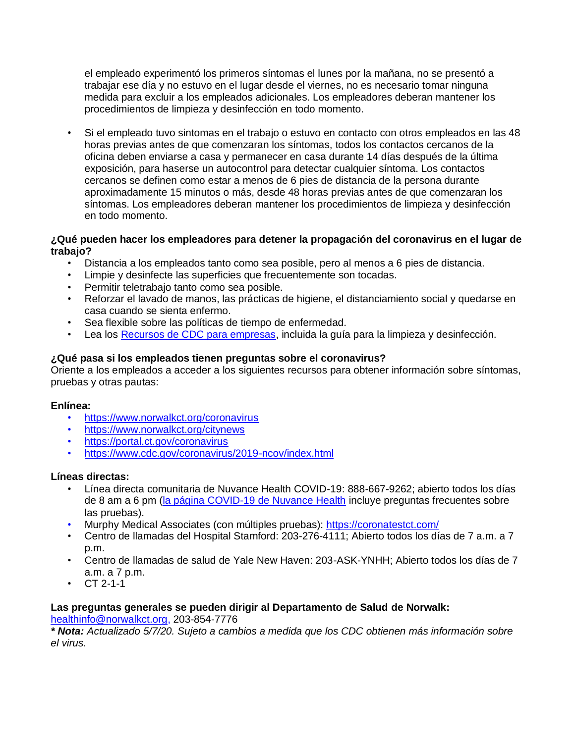el empleado experimentó los primeros síntomas el lunes por la mañana, no se presentó a trabajar ese día y no estuvo en el lugar desde el viernes, no es necesario tomar ninguna medida para excluir a los empleados adicionales. Los empleadores deberan mantener los procedimientos de limpieza y desinfección en todo momento.

- Si el empleado tuvo sintomas en el trabajo o estuvo en contacto con otros empleados en las 48 horas previas antes de que comenzaran los síntomas, todos los contactos cercanos de la oficina deben enviarse a casa y permanecer en casa durante 14 días después de la última exposición, para haserse un autocontrol para detectar cualquier síntoma. Los contactos cercanos se definen como estar a menos de 6 pies de distancia de la persona durante aproximadamente 15 minutos o más, desde 48 horas previas antes de que comenzaran los síntomas. Los empleadores deberan mantener los procedimientos de limpieza y desinfección en todo momento.

**¿Qué pueden hacer los empleadores para detener la propagación del coronavirus en el lugar de trabajo?**

- Distancia a los empleados tanto como sea posible, pero al menos a 6 pies de distancia.
- Limpie y desinfecte las superficies que frecuentemente son tocadas.
- Permitir teletrabajo tanto como sea posible.
- Reforzar el lavado de manos, las prácticas de higiene, el distanciamiento social y quedarse en casa cuando se sienta enfermo.
- Sea flexible sobre las políticas de tiempo de enfermedad.
- Lea los Recursos de CDC para empresas, incluida la guía para la limpieza y desinfección.

**¿Qué pasa si los empleados tienen preguntas sobre el coronavirus?**
Oriente a los empleados a acceder a los siguientes recursos para obtener información sobre síntomas, pruebas y otras pautas:

**Enlínea:**

- https://www.norwalkct.org/coronavirus
- https://www.norwalkct.org/citynews
- https://portal.ct.gov/coronavirus
- https://www.cdc.gov/coronavirus/2019-ncov/index.html

**Líneas directas:**

- Línea directa comunitaria de Nuvance Health COVID-19: 888-667-9262; abierto todos los días de 8 am a 6 pm (la página COVID-19 de Nuvance Health incluye preguntas frecuentes sobre las pruebas).
- Murphy Medical Associates (con múltiples pruebas): https://coronatestct.com/
- Centro de llamadas del Hospital Stamford: 203-276-4111; Abierto todos los días de 7 a.m. a 7 p.m.
- Centro de llamadas de salud de Yale New Haven: 203-ASK-YNHH; Abierto todos los días de 7 a.m. a 7 p.m.
- CT 2-1-1

**Las preguntas generales se pueden dirigir al Departamento de Salud de Norwalk:**
healthinfo@norwalkct.org, 203-854-7776
***\* Nota:** Actualizado 5/7/20. Sujeto a cambios a medida que los CDC obtienen más información sobre el virus.*